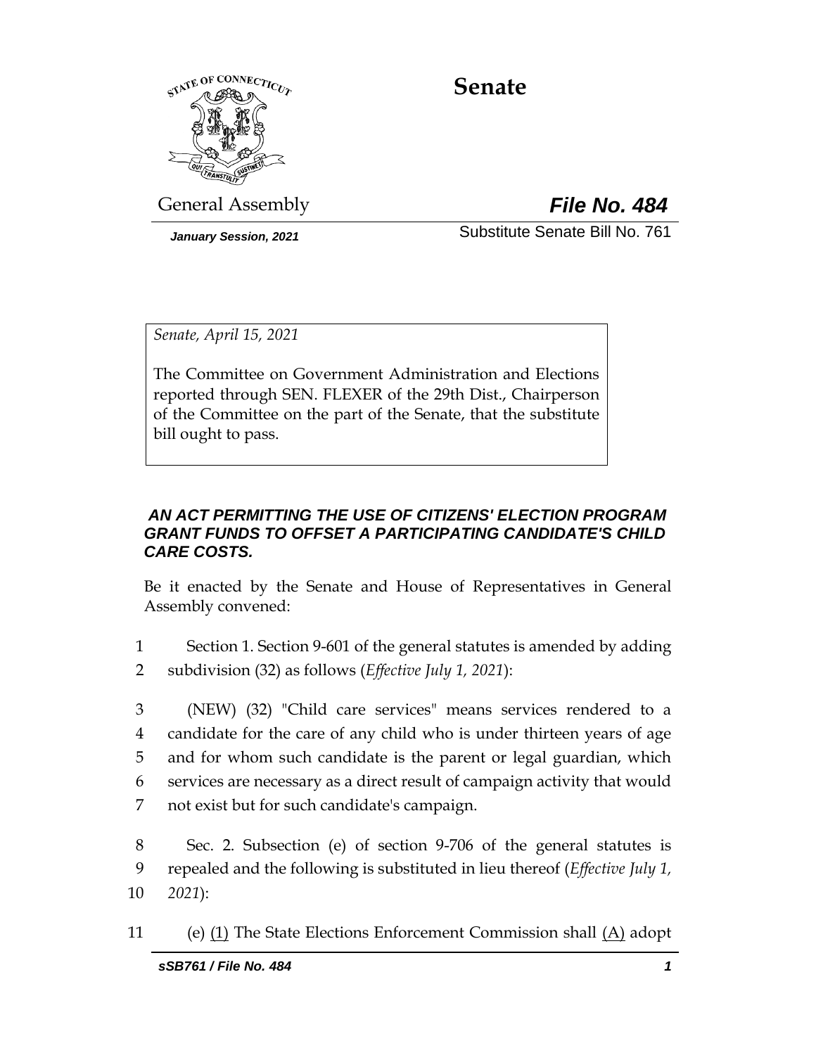# Senate

General Assembly

***File No. 484***

*January Session, 2021*

Substitute Senate Bill No. 761

*Senate, April 15, 2021*

The Committee on Government Administration and Elections reported through SEN. FLEXER of the 29th Dist., Chairperson of the Committee on the part of the Senate, that the substitute bill ought to pass.

***AN ACT PERMITTING THE USE OF CITIZENS' ELECTION PROGRAM GRANT FUNDS TO OFFSET A PARTICIPATING CANDIDATE'S CHILD CARE COSTS.***

Be it enacted by the Senate and House of Representatives in General Assembly convened:

1 Section 1. Section 9-601 of the general statutes is amended by adding
2 subdivision (32) as follows (*Effective July 1, 2021*):

3 (NEW) (32) "Child care services" means services rendered to a
4 candidate for the care of any child who is under thirteen years of age
5 and for whom such candidate is the parent or legal guardian, which
6 services are necessary as a direct result of campaign activity that would
7 not exist but for such candidate's campaign.

8 Sec. 2. Subsection (e) of section 9-706 of the general statutes is
9 repealed and the following is substituted in lieu thereof (*Effective July 1,*
10 *2021*):

11 (e) (1) The State Elections Enforcement Commission shall (A) adopt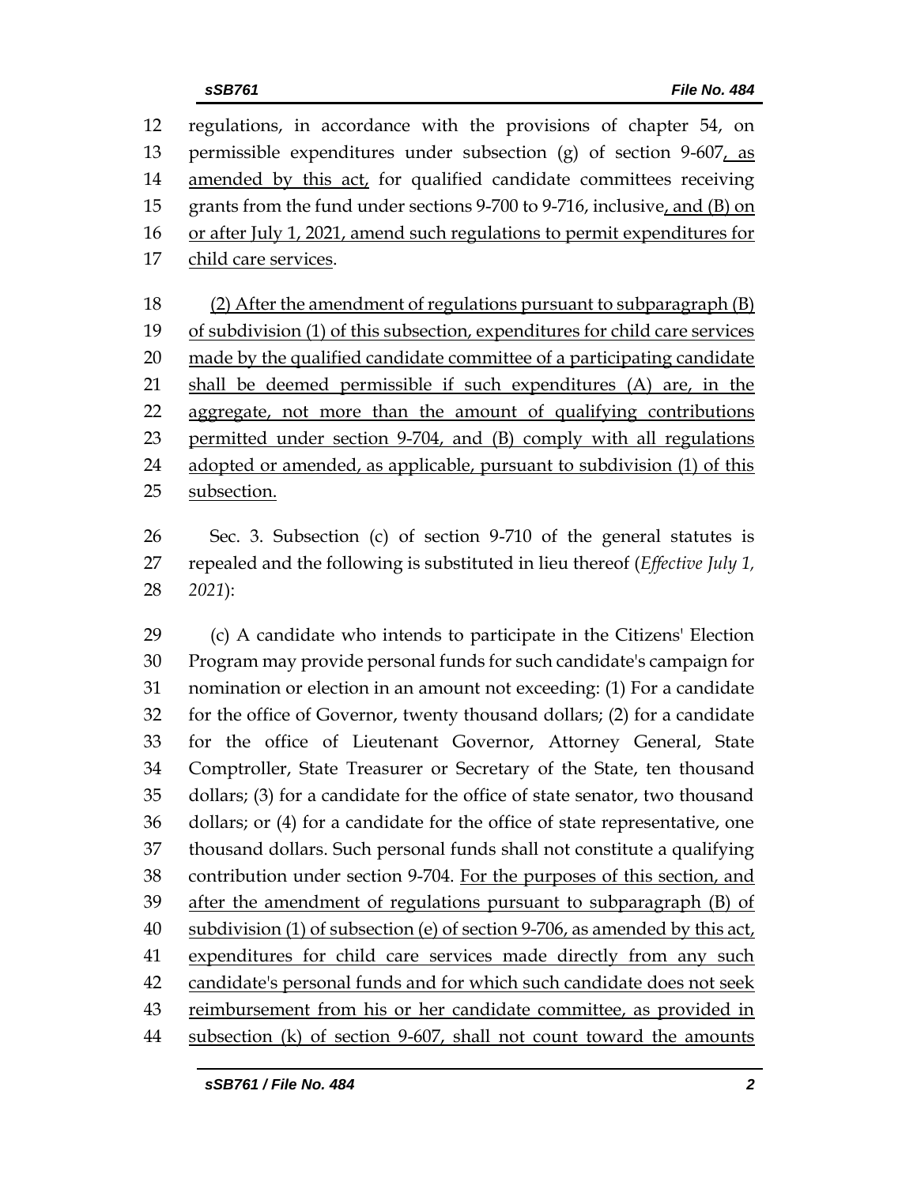regulations, in accordance with the provisions of chapter 54, on permissible expenditures under subsection (g) of section 9-607, as amended by this act, for qualified candidate committees receiving grants from the fund under sections 9-700 to 9-716, inclusive, and (B) on or after July 1, 2021, amend such regulations to permit expenditures for child care services.

(2) After the amendment of regulations pursuant to subparagraph (B) of subdivision (1) of this subsection, expenditures for child care services made by the qualified candidate committee of a participating candidate shall be deemed permissible if such expenditures (A) are, in the aggregate, not more than the amount of qualifying contributions permitted under section 9-704, and (B) comply with all regulations adopted or amended, as applicable, pursuant to subdivision (1) of this subsection.

Sec. 3. Subsection (c) of section 9-710 of the general statutes is repealed and the following is substituted in lieu thereof (*Effective July 1, 2021*):

(c) A candidate who intends to participate in the Citizens' Election Program may provide personal funds for such candidate's campaign for nomination or election in an amount not exceeding: (1) For a candidate for the office of Governor, twenty thousand dollars; (2) for a candidate for the office of Lieutenant Governor, Attorney General, State Comptroller, State Treasurer or Secretary of the State, ten thousand dollars; (3) for a candidate for the office of state senator, two thousand dollars; or (4) for a candidate for the office of state representative, one thousand dollars. Such personal funds shall not constitute a qualifying contribution under section 9-704. For the purposes of this section, and after the amendment of regulations pursuant to subparagraph (B) of subdivision (1) of subsection (e) of section 9-706, as amended by this act, expenditures for child care services made directly from any such candidate's personal funds and for which such candidate does not seek reimbursement from his or her candidate committee, as provided in subsection (k) of section 9-607, shall not count toward the amounts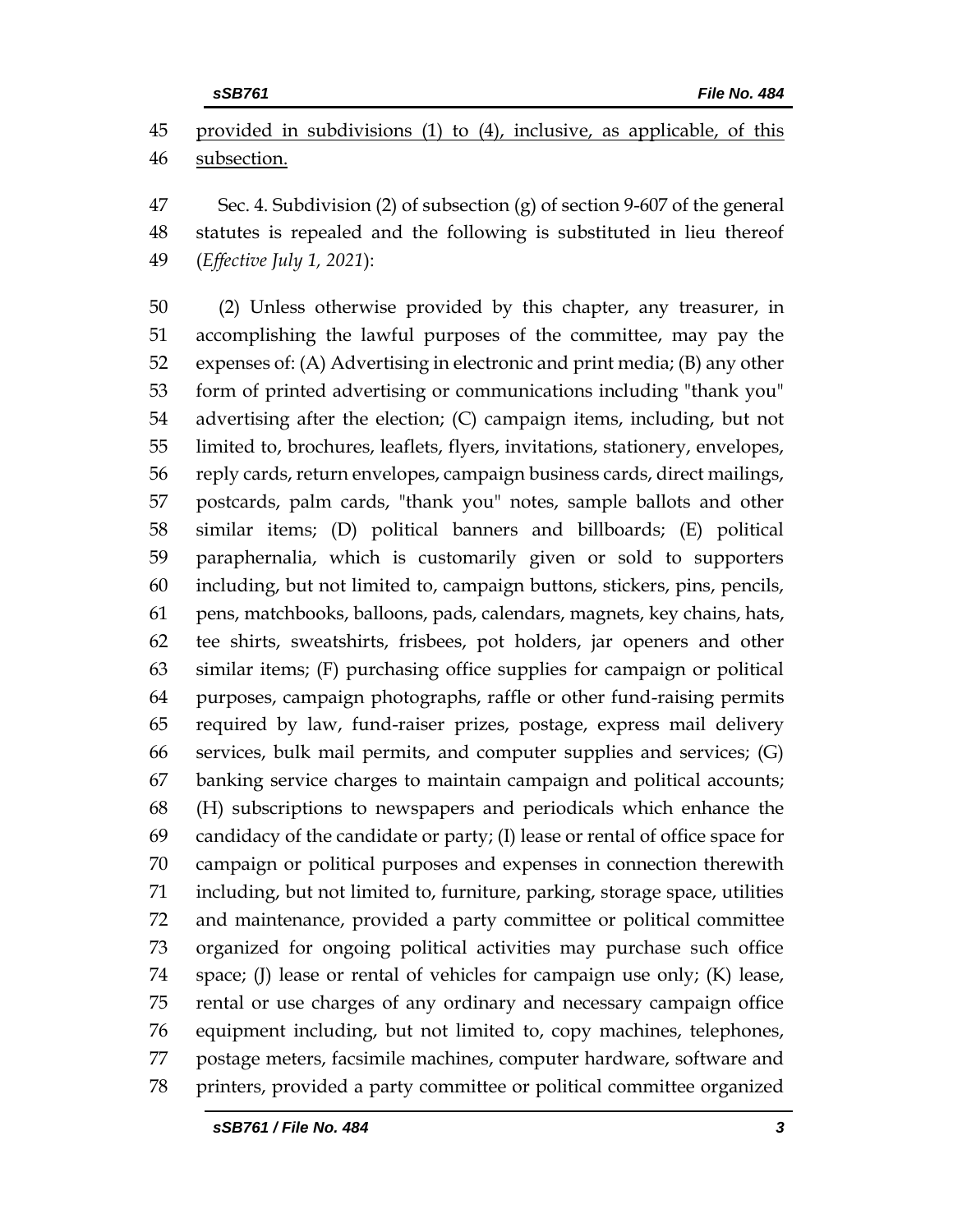provided in subdivisions (1) to (4), inclusive, as applicable, of this subsection.

Sec. 4. Subdivision (2) of subsection (g) of section 9-607 of the general statutes is repealed and the following is substituted in lieu thereof (*Effective July 1, 2021*):

(2) Unless otherwise provided by this chapter, any treasurer, in accomplishing the lawful purposes of the committee, may pay the expenses of: (A) Advertising in electronic and print media; (B) any other form of printed advertising or communications including "thank you" advertising after the election; (C) campaign items, including, but not limited to, brochures, leaflets, flyers, invitations, stationery, envelopes, reply cards, return envelopes, campaign business cards, direct mailings, postcards, palm cards, "thank you" notes, sample ballots and other similar items; (D) political banners and billboards; (E) political paraphernalia, which is customarily given or sold to supporters including, but not limited to, campaign buttons, stickers, pins, pencils, pens, matchbooks, balloons, pads, calendars, magnets, key chains, hats, tee shirts, sweatshirts, frisbees, pot holders, jar openers and other similar items; (F) purchasing office supplies for campaign or political purposes, campaign photographs, raffle or other fund-raising permits required by law, fund-raiser prizes, postage, express mail delivery services, bulk mail permits, and computer supplies and services; (G) banking service charges to maintain campaign and political accounts; (H) subscriptions to newspapers and periodicals which enhance the candidacy of the candidate or party; (I) lease or rental of office space for campaign or political purposes and expenses in connection therewith including, but not limited to, furniture, parking, storage space, utilities and maintenance, provided a party committee or political committee organized for ongoing political activities may purchase such office space; (J) lease or rental of vehicles for campaign use only; (K) lease, rental or use charges of any ordinary and necessary campaign office equipment including, but not limited to, copy machines, telephones, postage meters, facsimile machines, computer hardware, software and printers, provided a party committee or political committee organized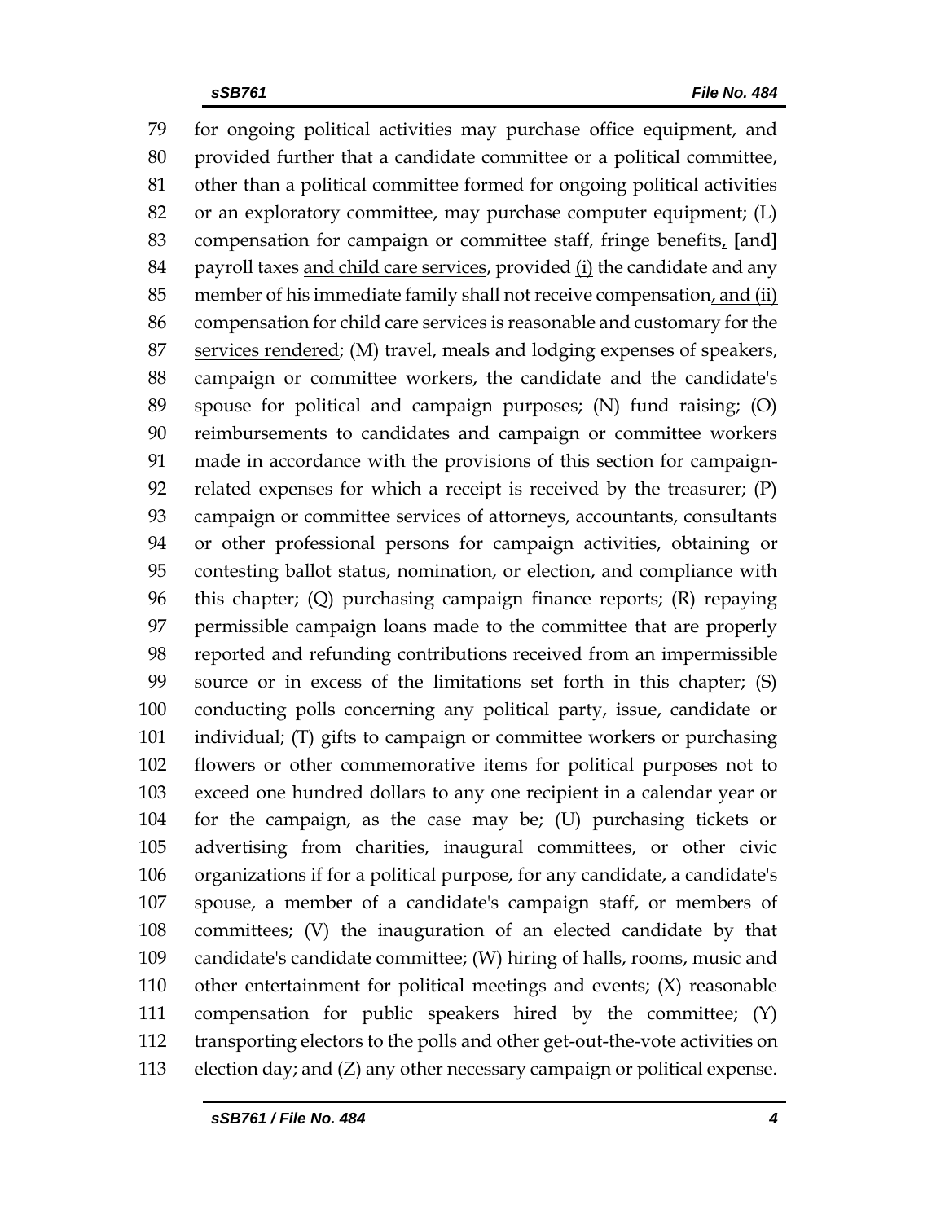79 for ongoing political activities may purchase office equipment, and
80 provided further that a candidate committee or a political committee,
81 other than a political committee formed for ongoing political activities
82 or an exploratory committee, may purchase computer equipment; (L)
83 compensation for campaign or committee staff, fringe benefits<u>,</u> **[**and**]**
84 payroll taxes <u>and child care services</u>, provided <u>(i)</u> the candidate and any
85 member of his immediate family shall not receive compensation<u>, and (ii)</u>
86 <u>compensation for child care services is reasonable and customary for the</u>
87 <u>services rendered</u>; (M) travel, meals and lodging expenses of speakers,
88 campaign or committee workers, the candidate and the candidate's
89 spouse for political and campaign purposes; (N) fund raising; (O)
90 reimbursements to candidates and campaign or committee workers
91 made in accordance with the provisions of this section for campaign-
92 related expenses for which a receipt is received by the treasurer; (P)
93 campaign or committee services of attorneys, accountants, consultants
94 or other professional persons for campaign activities, obtaining or
95 contesting ballot status, nomination, or election, and compliance with
96 this chapter; (Q) purchasing campaign finance reports; (R) repaying
97 permissible campaign loans made to the committee that are properly
98 reported and refunding contributions received from an impermissible
99 source or in excess of the limitations set forth in this chapter; (S)
100 conducting polls concerning any political party, issue, candidate or
101 individual; (T) gifts to campaign or committee workers or purchasing
102 flowers or other commemorative items for political purposes not to
103 exceed one hundred dollars to any one recipient in a calendar year or
104 for the campaign, as the case may be; (U) purchasing tickets or
105 advertising from charities, inaugural committees, or other civic
106 organizations if for a political purpose, for any candidate, a candidate's
107 spouse, a member of a candidate's campaign staff, or members of
108 committees; (V) the inauguration of an elected candidate by that
109 candidate's candidate committee; (W) hiring of halls, rooms, music and
110 other entertainment for political meetings and events; (X) reasonable
111 compensation for public speakers hired by the committee; (Y)
112 transporting electors to the polls and other get-out-the-vote activities on
113 election day; and (Z) any other necessary campaign or political expense.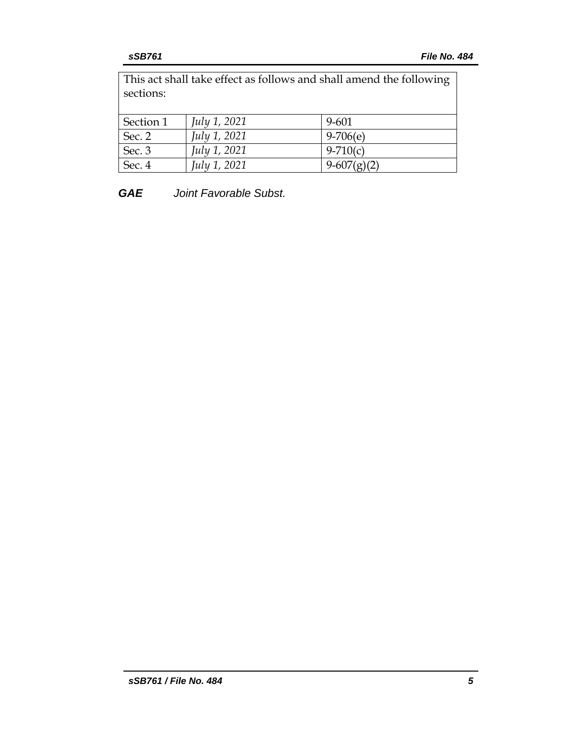| This act shall take effect as follows and shall amend the following sections: | | |
|---|---|---|
| Section 1 | *July 1, 2021* | 9-601 |
| Sec. 2 | *July 1, 2021* | 9-706(e) |
| Sec. 3 | *July 1, 2021* | 9-710(c) |
| Sec. 4 | *July 1, 2021* | 9-607(g)(2) |

***GAE*** *Joint Favorable Subst.*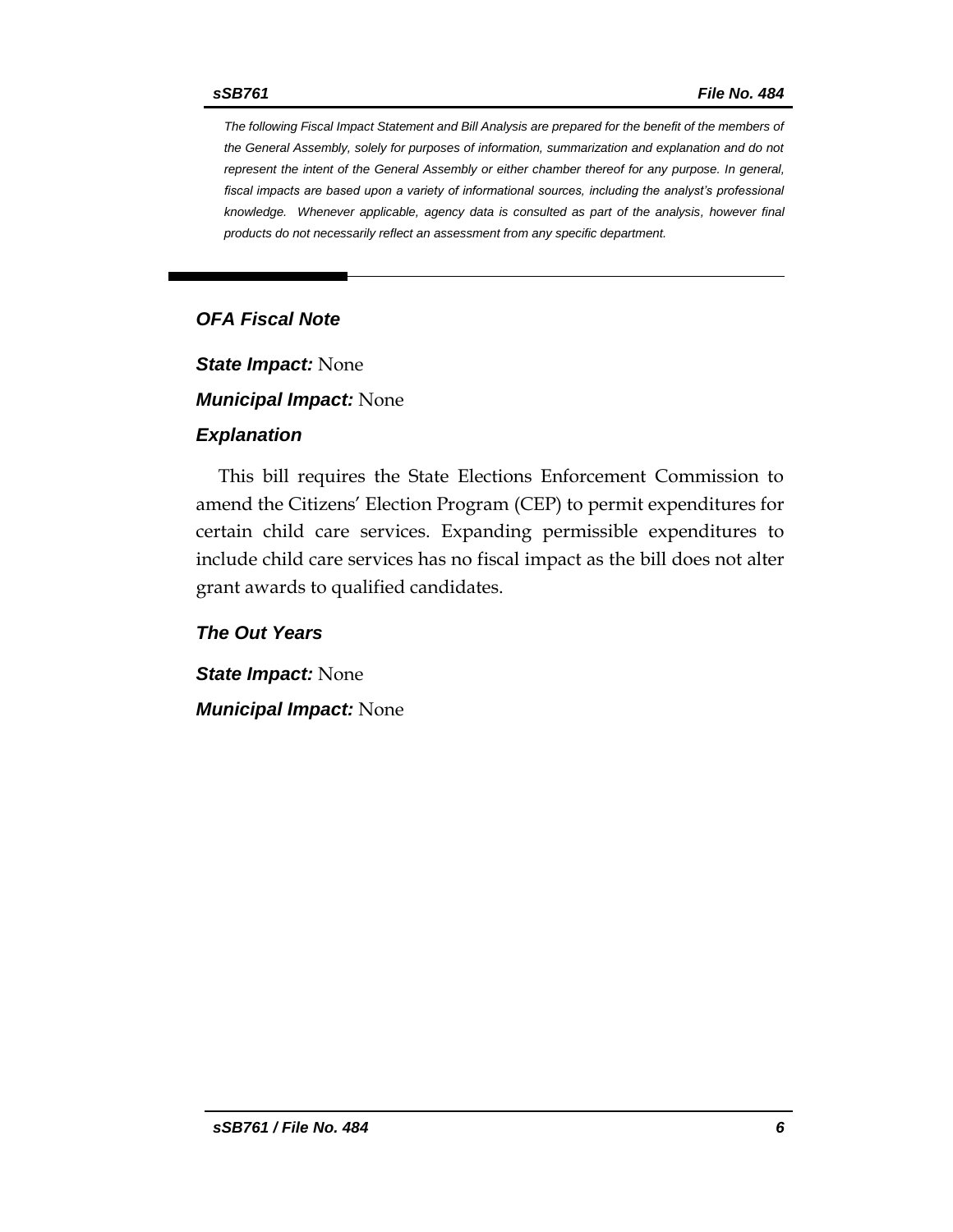*The following Fiscal Impact Statement and Bill Analysis are prepared for the benefit of the members of the General Assembly, solely for purposes of information, summarization and explanation and do not represent the intent of the General Assembly or either chamber thereof for any purpose. In general, fiscal impacts are based upon a variety of informational sources, including the analyst's professional knowledge. Whenever applicable, agency data is consulted as part of the analysis, however final products do not necessarily reflect an assessment from any specific department.*

---

## *OFA Fiscal Note*

***State Impact:*** None

***Municipal Impact:*** None

### *Explanation*

This bill requires the State Elections Enforcement Commission to amend the Citizens' Election Program (CEP) to permit expenditures for certain child care services. Expanding permissible expenditures to include child care services has no fiscal impact as the bill does not alter grant awards to qualified candidates.

### *The Out Years*

***State Impact:*** None

***Municipal Impact:*** None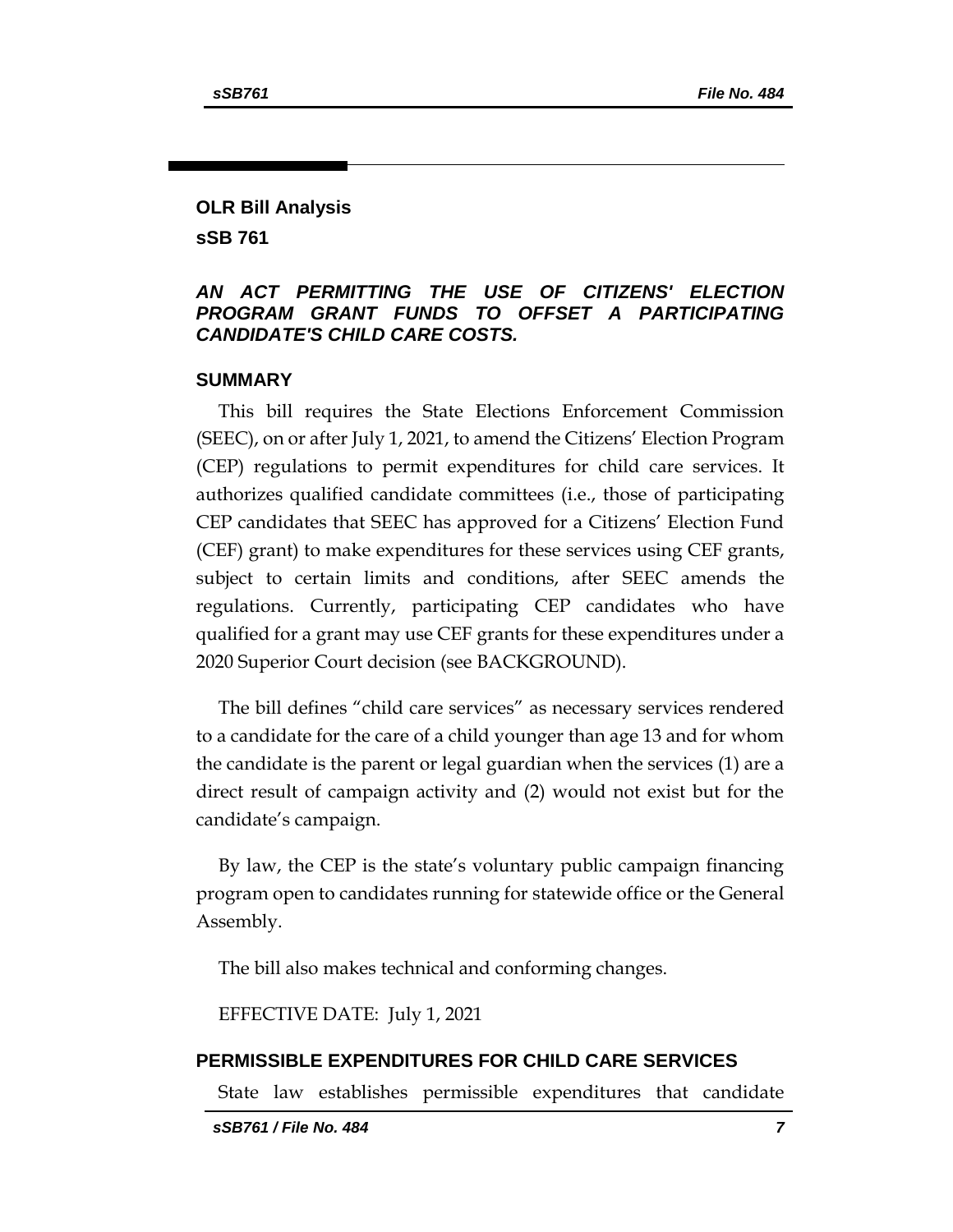## OLR Bill Analysis

## sSB 761

### *AN ACT PERMITTING THE USE OF CITIZENS' ELECTION PROGRAM GRANT FUNDS TO OFFSET A PARTICIPATING CANDIDATE'S CHILD CARE COSTS.*

### SUMMARY

This bill requires the State Elections Enforcement Commission (SEEC), on or after July 1, 2021, to amend the Citizens' Election Program (CEP) regulations to permit expenditures for child care services. It authorizes qualified candidate committees (i.e., those of participating CEP candidates that SEEC has approved for a Citizens' Election Fund (CEF) grant) to make expenditures for these services using CEF grants, subject to certain limits and conditions, after SEEC amends the regulations. Currently, participating CEP candidates who have qualified for a grant may use CEF grants for these expenditures under a 2020 Superior Court decision (see BACKGROUND).

The bill defines "child care services" as necessary services rendered to a candidate for the care of a child younger than age 13 and for whom the candidate is the parent or legal guardian when the services (1) are a direct result of campaign activity and (2) would not exist but for the candidate's campaign.

By law, the CEP is the state's voluntary public campaign financing program open to candidates running for statewide office or the General Assembly.

The bill also makes technical and conforming changes.

EFFECTIVE DATE: July 1, 2021

### PERMISSIBLE EXPENDITURES FOR CHILD CARE SERVICES

State law establishes permissible expenditures that candidate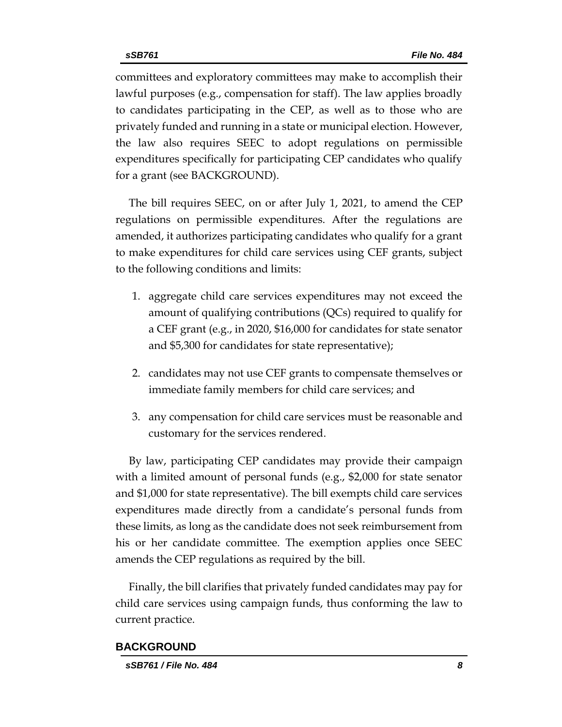committees and exploratory committees may make to accomplish their lawful purposes (e.g., compensation for staff). The law applies broadly to candidates participating in the CEP, as well as to those who are privately funded and running in a state or municipal election. However, the law also requires SEEC to adopt regulations on permissible expenditures specifically for participating CEP candidates who qualify for a grant (see BACKGROUND).

The bill requires SEEC, on or after July 1, 2021, to amend the CEP regulations on permissible expenditures. After the regulations are amended, it authorizes participating candidates who qualify for a grant to make expenditures for child care services using CEF grants, subject to the following conditions and limits:

1. aggregate child care services expenditures may not exceed the amount of qualifying contributions (QCs) required to qualify for a CEF grant (e.g., in 2020, $16,000 for candidates for state senator and $5,300 for candidates for state representative);
2. candidates may not use CEF grants to compensate themselves or immediate family members for child care services; and
3. any compensation for child care services must be reasonable and customary for the services rendered.

By law, participating CEP candidates may provide their campaign with a limited amount of personal funds (e.g., $2,000 for state senator and $1,000 for state representative). The bill exempts child care services expenditures made directly from a candidate's personal funds from these limits, as long as the candidate does not seek reimbursement from his or her candidate committee. The exemption applies once SEEC amends the CEP regulations as required by the bill.

Finally, the bill clarifies that privately funded candidates may pay for child care services using campaign funds, thus conforming the law to current practice.

## BACKGROUND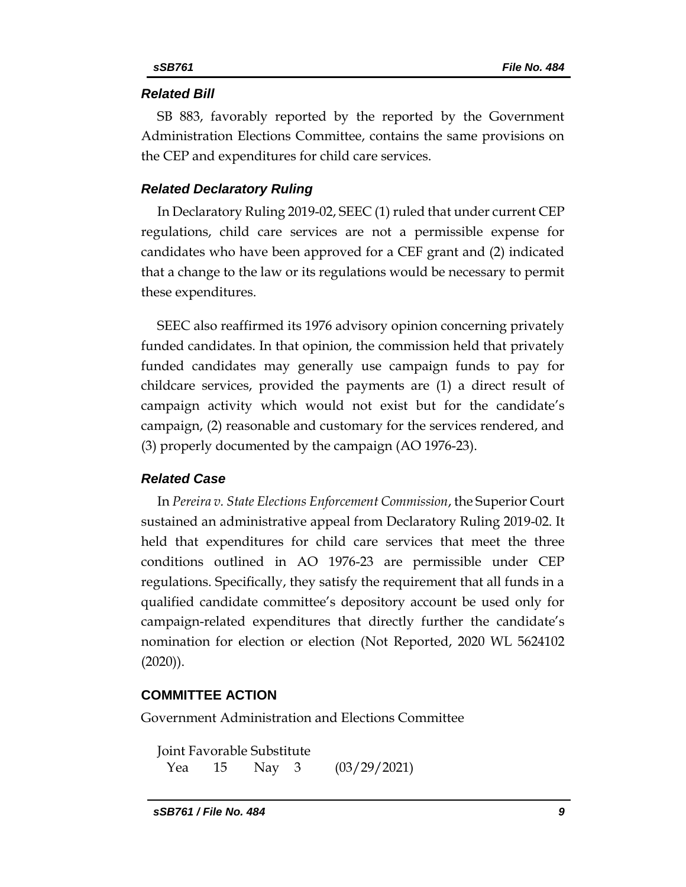### *Related Bill*

SB 883, favorably reported by the reported by the Government Administration Elections Committee, contains the same provisions on the CEP and expenditures for child care services.

### *Related Declaratory Ruling*

In Declaratory Ruling 2019-02, SEEC (1) ruled that under current CEP regulations, child care services are not a permissible expense for candidates who have been approved for a CEF grant and (2) indicated that a change to the law or its regulations would be necessary to permit these expenditures.

SEEC also reaffirmed its 1976 advisory opinion concerning privately funded candidates. In that opinion, the commission held that privately funded candidates may generally use campaign funds to pay for childcare services, provided the payments are (1) a direct result of campaign activity which would not exist but for the candidate's campaign, (2) reasonable and customary for the services rendered, and (3) properly documented by the campaign (AO 1976-23).

### *Related Case*

In *Pereira v. State Elections Enforcement Commission*, the Superior Court sustained an administrative appeal from Declaratory Ruling 2019-02. It held that expenditures for child care services that meet the three conditions outlined in AO 1976-23 are permissible under CEP regulations. Specifically, they satisfy the requirement that all funds in a qualified candidate committee's depository account be used only for campaign-related expenditures that directly further the candidate's nomination for election or election (Not Reported, 2020 WL 5624102 (2020)).

## COMMITTEE ACTION

Government Administration and Elections Committee

| | | | | |
|---|---|---|---|---|
| Joint Favorable Substitute | | | | |
| Yea | 15 | Nay | 3 | (03/29/2021) |